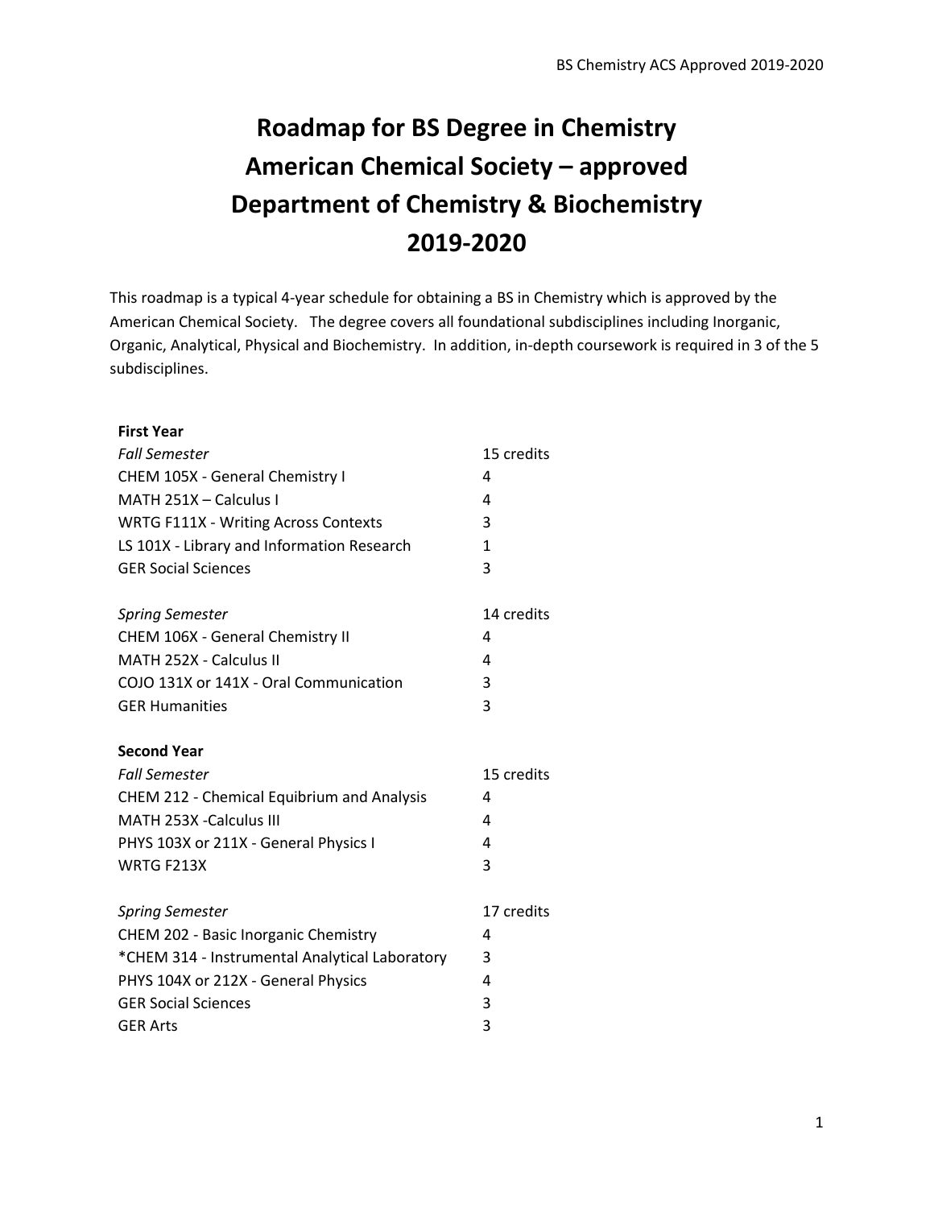# Roadmap for BS Degree in Chemistry
# American Chemical Society – approved
# Department of Chemistry & Biochemistry
# 2019-2020

This roadmap is a typical 4-year schedule for obtaining a BS in Chemistry which is approved by the American Chemical Society. The degree covers all foundational subdisciplines including Inorganic, Organic, Analytical, Physical and Biochemistry. In addition, in-depth coursework is required in 3 of the 5 subdisciplines.

**First Year**

| *Fall Semester* | 15 credits |
| --- | --- |
| CHEM 105X - General Chemistry I | 4 |
| MATH 251X – Calculus I | 4 |
| WRTG F111X - Writing Across Contexts | 3 |
| LS 101X - Library and Information Research | 1 |
| GER Social Sciences | 3 |

| *Spring Semester* | 14 credits |
| --- | --- |
| CHEM 106X - General Chemistry II | 4 |
| MATH 252X - Calculus II | 4 |
| COJO 131X or 141X - Oral Communication | 3 |
| GER Humanities | 3 |

**Second Year**

| *Fall Semester* | 15 credits |
| --- | --- |
| CHEM 212 - Chemical Equibrium and Analysis | 4 |
| MATH 253X -Calculus III | 4 |
| PHYS 103X or 211X - General Physics I | 4 |
| WRTG F213X | 3 |

| *Spring Semester* | 17 credits |
| --- | --- |
| CHEM 202 - Basic Inorganic Chemistry | 4 |
| *CHEM 314 - Instrumental Analytical Laboratory | 3 |
| PHYS 104X or 212X - General Physics | 4 |
| GER Social Sciences | 3 |
| GER Arts | 3 |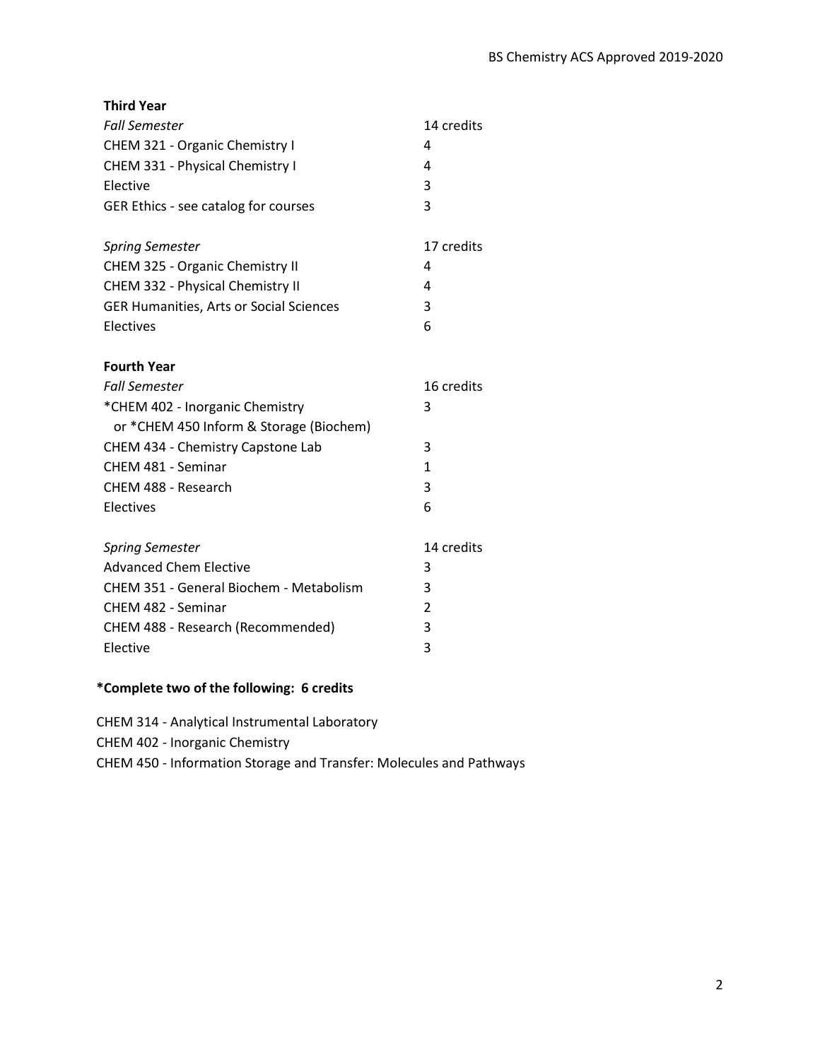### Third Year

| *Fall Semester* | 14 credits |
|---|---|
| CHEM 321 - Organic Chemistry I | 4 |
| CHEM 331 - Physical Chemistry I | 4 |
| Elective | 3 |
| GER Ethics - see catalog for courses | 3 |

| *Spring Semester* | 17 credits |
|---|---|
| CHEM 325 - Organic Chemistry II | 4 |
| CHEM 332 - Physical Chemistry II | 4 |
| GER Humanities, Arts or Social Sciences | 3 |
| Electives | 6 |

### Fourth Year

| *Fall Semester* | 16 credits |
|---|---|
| *CHEM 402 - Inorganic Chemistry or *CHEM 450 Inform & Storage (Biochem) | 3 |
| CHEM 434 - Chemistry Capstone Lab | 3 |
| CHEM 481 - Seminar | 1 |
| CHEM 488 - Research | 3 |
| Electives | 6 |

| *Spring Semester* | 14 credits |
|---|---|
| Advanced Chem Elective | 3 |
| CHEM 351 - General Biochem - Metabolism | 3 |
| CHEM 482 - Seminar | 2 |
| CHEM 488 - Research (Recommended) | 3 |
| Elective | 3 |

**\*Complete two of the following: 6 credits**

CHEM 314 - Analytical Instrumental Laboratory
CHEM 402 - Inorganic Chemistry
CHEM 450 - Information Storage and Transfer: Molecules and Pathways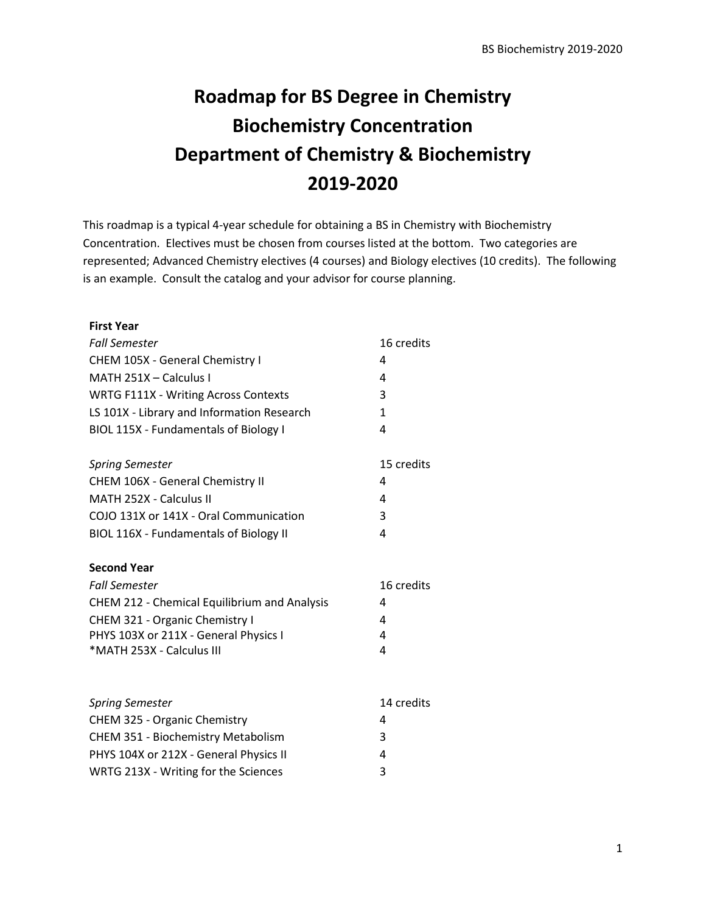# Roadmap for BS Degree in Chemistry
# Biochemistry Concentration
# Department of Chemistry & Biochemistry
# 2019-2020

This roadmap is a typical 4-year schedule for obtaining a BS in Chemistry with Biochemistry Concentration. Electives must be chosen from courses listed at the bottom. Two categories are represented; Advanced Chemistry electives (4 courses) and Biology electives (10 credits). The following is an example. Consult the catalog and your advisor for course planning.

**First Year**

| *Fall Semester* | 16 credits |
|---|---|
| CHEM 105X - General Chemistry I | 4 |
| MATH 251X – Calculus I | 4 |
| WRTG F111X - Writing Across Contexts | 3 |
| LS 101X - Library and Information Research | 1 |
| BIOL 115X - Fundamentals of Biology I | 4 |

| *Spring Semester* | 15 credits |
|---|---|
| CHEM 106X - General Chemistry II | 4 |
| MATH 252X - Calculus II | 4 |
| COJO 131X or 141X - Oral Communication | 3 |
| BIOL 116X - Fundamentals of Biology II | 4 |

**Second Year**

| *Fall Semester* | 16 credits |
|---|---|
| CHEM 212 - Chemical Equilibrium and Analysis | 4 |
| CHEM 321 - Organic Chemistry I | 4 |
| PHYS 103X or 211X - General Physics I | 4 |
| *MATH 253X - Calculus III | 4 |

| *Spring Semester* | 14 credits |
|---|---|
| CHEM 325 - Organic Chemistry | 4 |
| CHEM 351 - Biochemistry Metabolism | 3 |
| PHYS 104X or 212X - General Physics II | 4 |
| WRTG 213X - Writing for the Sciences | 3 |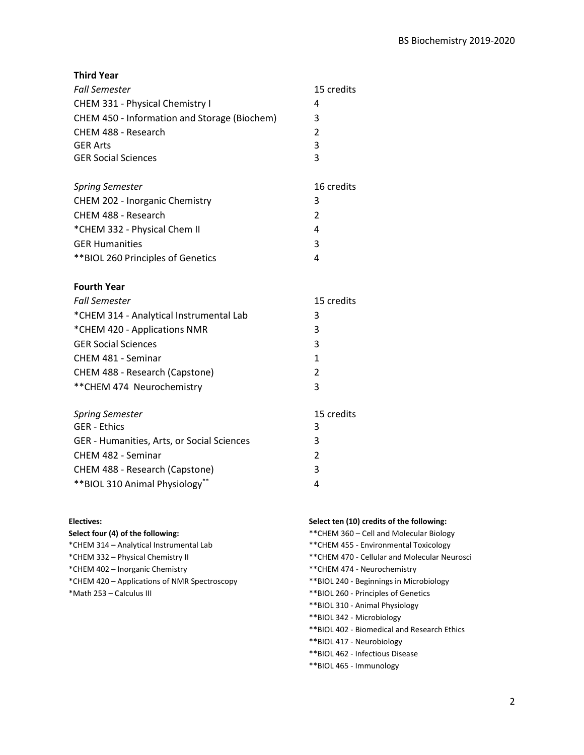## Third Year

| *Fall Semester* | 15 credits |
|---|---|
| CHEM 331 - Physical Chemistry I | 4 |
| CHEM 450 - Information and Storage (Biochem) | 3 |
| CHEM 488 - Research | 2 |
| GER Arts | 3 |
| GER Social Sciences | 3 |

| *Spring Semester* | 16 credits |
|---|---|
| CHEM 202 - Inorganic Chemistry | 3 |
| CHEM 488 - Research | 2 |
| *CHEM 332 - Physical Chem II | 4 |
| GER Humanities | 3 |
| **BIOL 260 Principles of Genetics | 4 |

## Fourth Year

| *Fall Semester* | 15 credits |
|---|---|
| *CHEM 314 - Analytical Instrumental Lab | 3 |
| *CHEM 420 - Applications NMR | 3 |
| GER Social Sciences | 3 |
| CHEM 481 - Seminar | 1 |
| CHEM 488 - Research (Capstone) | 2 |
| **CHEM 474 Neurochemistry | 3 |

| *Spring Semester* | 15 credits |
|---|---|
| GER - Ethics | 3 |
| GER - Humanities, Arts, or Social Sciences | 3 |
| CHEM 482 - Seminar | 2 |
| CHEM 488 - Research (Capstone) | 3 |
| **BIOL 310 Animal Physiology** | 4 |

**Electives:**

**Select four (4) of the following:**

*CHEM 314 – Analytical Instrumental Lab
*CHEM 332 – Physical Chemistry II
*CHEM 402 – Inorganic Chemistry
*CHEM 420 – Applications of NMR Spectroscopy
*Math 253 – Calculus III

**Select ten (10) credits of the following:**

**CHEM 360 – Cell and Molecular Biology
**CHEM 455 - Environmental Toxicology
**CHEM 470 - Cellular and Molecular Neurosci
**CHEM 474 - Neurochemistry
**BIOL 240 - Beginnings in Microbiology
**BIOL 260 - Principles of Genetics
**BIOL 310 - Animal Physiology
**BIOL 342 - Microbiology
**BIOL 402 - Biomedical and Research Ethics
**BIOL 417 - Neurobiology
**BIOL 462 - Infectious Disease
**BIOL 465 - Immunology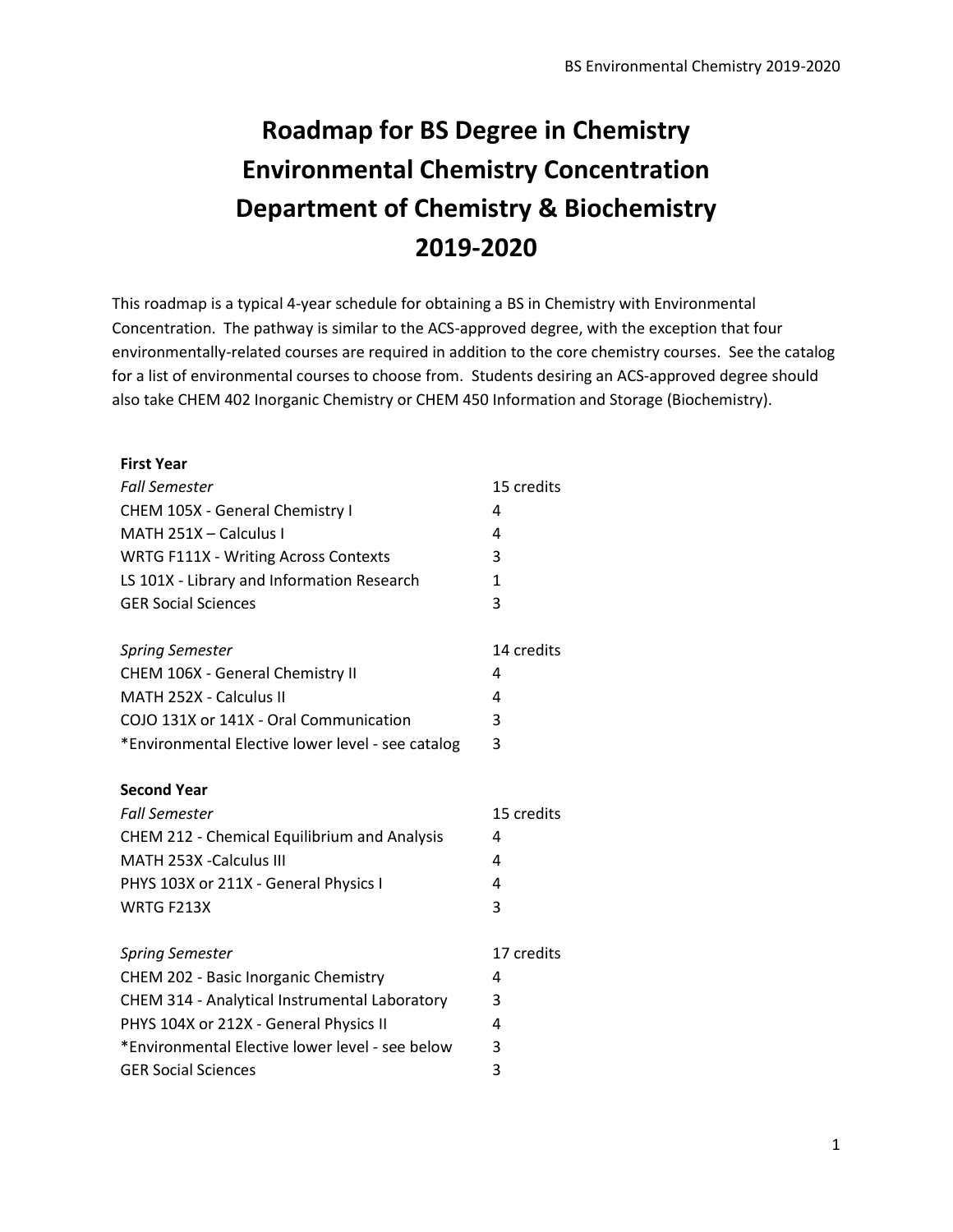# Roadmap for BS Degree in Chemistry Environmental Chemistry Concentration Department of Chemistry & Biochemistry 2019-2020

This roadmap is a typical 4-year schedule for obtaining a BS in Chemistry with Environmental Concentration. The pathway is similar to the ACS-approved degree, with the exception that four environmentally-related courses are required in addition to the core chemistry courses. See the catalog for a list of environmental courses to choose from. Students desiring an ACS-approved degree should also take CHEM 402 Inorganic Chemistry or CHEM 450 Information and Storage (Biochemistry).

## First Year

| *Fall Semester* | 15 credits |
|---|---|
| CHEM 105X - General Chemistry I | 4 |
| MATH 251X – Calculus I | 4 |
| WRTG F111X - Writing Across Contexts | 3 |
| LS 101X - Library and Information Research | 1 |
| GER Social Sciences | 3 |

| *Spring Semester* | 14 credits |
|---|---|
| CHEM 106X - General Chemistry II | 4 |
| MATH 252X - Calculus II | 4 |
| COJO 131X or 141X - Oral Communication | 3 |
| *Environmental Elective lower level - see catalog | 3 |

## Second Year

| *Fall Semester* | 15 credits |
|---|---|
| CHEM 212 - Chemical Equilibrium and Analysis | 4 |
| MATH 253X -Calculus III | 4 |
| PHYS 103X or 211X - General Physics I | 4 |
| WRTG F213X | 3 |

| *Spring Semester* | 17 credits |
|---|---|
| CHEM 202 - Basic Inorganic Chemistry | 4 |
| CHEM 314 - Analytical Instrumental Laboratory | 3 |
| PHYS 104X or 212X - General Physics II | 4 |
| *Environmental Elective lower level - see below | 3 |
| GER Social Sciences | 3 |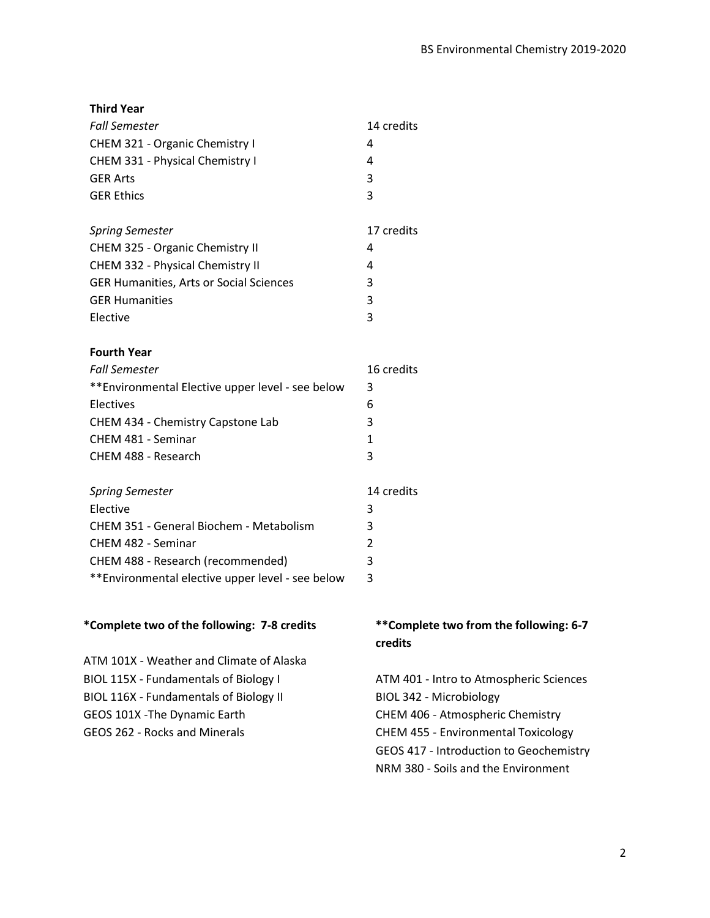**Third Year**

| | |
|---|---|
| *Fall Semester* | 14 credits |
| CHEM 321 - Organic Chemistry I | 4 |
| CHEM 331 - Physical Chemistry I | 4 |
| GER Arts | 3 |
| GER Ethics | 3 |

| | |
|---|---|
| *Spring Semester* | 17 credits |
| CHEM 325 - Organic Chemistry II | 4 |
| CHEM 332 - Physical Chemistry II | 4 |
| GER Humanities, Arts or Social Sciences | 3 |
| GER Humanities | 3 |
| Elective | 3 |

**Fourth Year**

| | |
|---|---|
| *Fall Semester* | 16 credits |
| **Environmental Elective upper level - see below | 3 |
| Electives | 6 |
| CHEM 434 - Chemistry Capstone Lab | 3 |
| CHEM 481 - Seminar | 1 |
| CHEM 488 - Research | 3 |

| | |
|---|---|
| *Spring Semester* | 14 credits |
| Elective | 3 |
| CHEM 351 - General Biochem - Metabolism | 3 |
| CHEM 482 - Seminar | 2 |
| CHEM 488 - Research (recommended) | 3 |
| **Environmental elective upper level - see below | 3 |

**\*Complete two of the following: 7-8 credits**

ATM 101X - Weather and Climate of Alaska
BIOL 115X - Fundamentals of Biology I
BIOL 116X - Fundamentals of Biology II
GEOS 101X -The Dynamic Earth
GEOS 262 - Rocks and Minerals

**\*\*Complete two from the following: 6-7 credits**

ATM 401 - Intro to Atmospheric Sciences
BIOL 342 - Microbiology
CHEM 406 - Atmospheric Chemistry
CHEM 455 - Environmental Toxicology
GEOS 417 - Introduction to Geochemistry
NRM 380 - Soils and the Environment